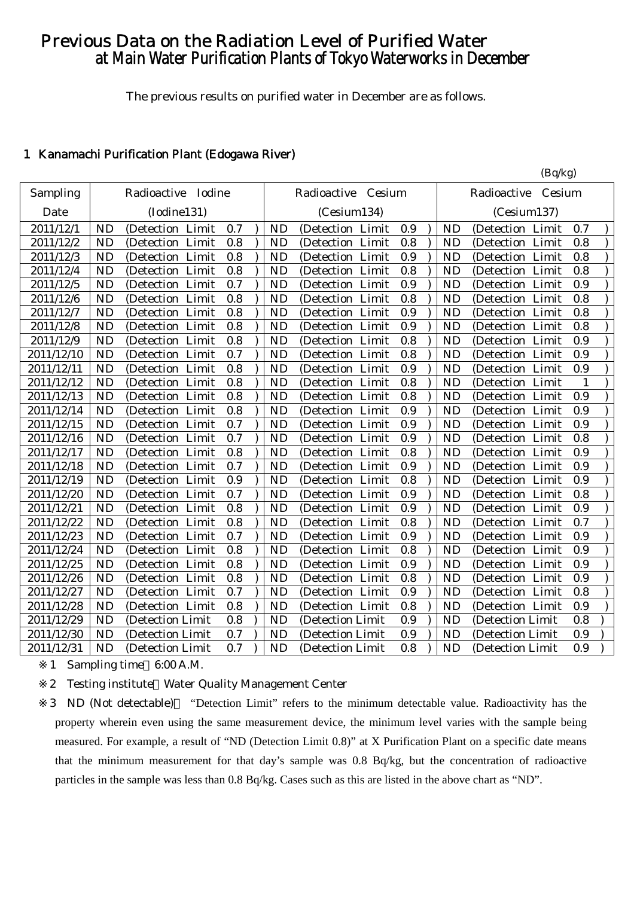# Previous Data on the Radiation Level of Purified Water at Main Water Purification Plants of Tokyo Waterworks in December

The previous results on purified water in December are as follows.

## 1 Kanamachi Purification Plant (Edogawa River)

(Bq/kg)

| Sampling Date | Radioactive Iodine (Iodine131) | Radioactive Cesium (Cesium134) | Radioactive Cesium (Cesium137) |
|---|---|---|---|
| 2011/12/1 | ND (Detection Limit 0.7) | ND (Detection Limit 0.9) | ND (Detection Limit 0.7) |
| 2011/12/2 | ND (Detection Limit 0.8) | ND (Detection Limit 0.8) | ND (Detection Limit 0.8) |
| 2011/12/3 | ND (Detection Limit 0.8) | ND (Detection Limit 0.9) | ND (Detection Limit 0.8) |
| 2011/12/4 | ND (Detection Limit 0.8) | ND (Detection Limit 0.8) | ND (Detection Limit 0.8) |
| 2011/12/5 | ND (Detection Limit 0.7) | ND (Detection Limit 0.9) | ND (Detection Limit 0.9) |
| 2011/12/6 | ND (Detection Limit 0.8) | ND (Detection Limit 0.8) | ND (Detection Limit 0.8) |
| 2011/12/7 | ND (Detection Limit 0.8) | ND (Detection Limit 0.9) | ND (Detection Limit 0.8) |
| 2011/12/8 | ND (Detection Limit 0.8) | ND (Detection Limit 0.9) | ND (Detection Limit 0.8) |
| 2011/12/9 | ND (Detection Limit 0.8) | ND (Detection Limit 0.8) | ND (Detection Limit 0.9) |
| 2011/12/10 | ND (Detection Limit 0.7) | ND (Detection Limit 0.8) | ND (Detection Limit 0.9) |
| 2011/12/11 | ND (Detection Limit 0.8) | ND (Detection Limit 0.9) | ND (Detection Limit 0.9) |
| 2011/12/12 | ND (Detection Limit 0.8) | ND (Detection Limit 0.8) | ND (Detection Limit 1) |
| 2011/12/13 | ND (Detection Limit 0.8) | ND (Detection Limit 0.8) | ND (Detection Limit 0.9) |
| 2011/12/14 | ND (Detection Limit 0.8) | ND (Detection Limit 0.9) | ND (Detection Limit 0.9) |
| 2011/12/15 | ND (Detection Limit 0.7) | ND (Detection Limit 0.9) | ND (Detection Limit 0.9) |
| 2011/12/16 | ND (Detection Limit 0.7) | ND (Detection Limit 0.9) | ND (Detection Limit 0.8) |
| 2011/12/17 | ND (Detection Limit 0.8) | ND (Detection Limit 0.8) | ND (Detection Limit 0.9) |
| 2011/12/18 | ND (Detection Limit 0.7) | ND (Detection Limit 0.9) | ND (Detection Limit 0.9) |
| 2011/12/19 | ND (Detection Limit 0.9) | ND (Detection Limit 0.8) | ND (Detection Limit 0.9) |
| 2011/12/20 | ND (Detection Limit 0.7) | ND (Detection Limit 0.9) | ND (Detection Limit 0.8) |
| 2011/12/21 | ND (Detection Limit 0.8) | ND (Detection Limit 0.9) | ND (Detection Limit 0.9) |
| 2011/12/22 | ND (Detection Limit 0.8) | ND (Detection Limit 0.8) | ND (Detection Limit 0.7) |
| 2011/12/23 | ND (Detection Limit 0.7) | ND (Detection Limit 0.9) | ND (Detection Limit 0.9) |
| 2011/12/24 | ND (Detection Limit 0.8) | ND (Detection Limit 0.8) | ND (Detection Limit 0.9) |
| 2011/12/25 | ND (Detection Limit 0.8) | ND (Detection Limit 0.9) | ND (Detection Limit 0.9) |
| 2011/12/26 | ND (Detection Limit 0.8) | ND (Detection Limit 0.8) | ND (Detection Limit 0.9) |
| 2011/12/27 | ND (Detection Limit 0.7) | ND (Detection Limit 0.9) | ND (Detection Limit 0.8) |
| 2011/12/28 | ND (Detection Limit 0.8) | ND (Detection Limit 0.8) | ND (Detection Limit 0.9) |
| 2011/12/29 | ND (Detection Limit 0.8) | ND (Detection Limit 0.9) | ND (Detection Limit 0.8) |
| 2011/12/30 | ND (Detection Limit 0.7) | ND (Detection Limit 0.9) | ND (Detection Limit 0.9) |
| 2011/12/31 | ND (Detection Limit 0.7) | ND (Detection Limit 0.8) | ND (Detection Limit 0.9) |

※1 Sampling time 6:00 A.M.

※2 Testing institute Water Quality Management Center

※3 ND (Not detectable) "Detection Limit" refers to the minimum detectable value. Radioactivity has the property wherein even using the same measurement device, the minimum level varies with the sample being measured. For example, a result of "ND (Detection Limit 0.8)" at X Purification Plant on a specific date means that the minimum measurement for that day's sample was 0.8 Bq/kg, but the concentration of radioactive particles in the sample was less than 0.8 Bq/kg. Cases such as this are listed in the above chart as "ND".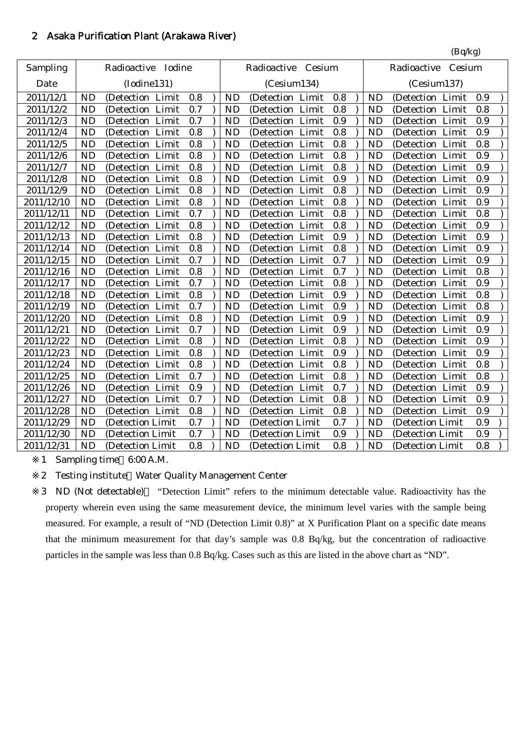## 2 Asaka Purification Plant (Arakawa River)

(Bq/kg)

| Sampling Date | Radioactive Iodine (Iodine131) | Radioactive Cesium (Cesium134) | Radioactive Cesium (Cesium137) |
|---|---|---|---|
| 2011/12/1 | ND (Detection Limit 0.8 ) | ND (Detection Limit 0.8 ) | ND (Detection Limit 0.9 ) |
| 2011/12/2 | ND (Detection Limit 0.7 ) | ND (Detection Limit 0.8 ) | ND (Detection Limit 0.8 ) |
| 2011/12/3 | ND (Detection Limit 0.7 ) | ND (Detection Limit 0.9 ) | ND (Detection Limit 0.9 ) |
| 2011/12/4 | ND (Detection Limit 0.8 ) | ND (Detection Limit 0.8 ) | ND (Detection Limit 0.9 ) |
| 2011/12/5 | ND (Detection Limit 0.8 ) | ND (Detection Limit 0.8 ) | ND (Detection Limit 0.8 ) |
| 2011/12/6 | ND (Detection Limit 0.8 ) | ND (Detection Limit 0.8 ) | ND (Detection Limit 0.9 ) |
| 2011/12/7 | ND (Detection Limit 0.8 ) | ND (Detection Limit 0.8 ) | ND (Detection Limit 0.9 ) |
| 2011/12/8 | ND (Detection Limit 0.8 ) | ND (Detection Limit 0.9 ) | ND (Detection Limit 0.9 ) |
| 2011/12/9 | ND (Detection Limit 0.8 ) | ND (Detection Limit 0.8 ) | ND (Detection Limit 0.9 ) |
| 2011/12/10 | ND (Detection Limit 0.8 ) | ND (Detection Limit 0.8 ) | ND (Detection Limit 0.9 ) |
| 2011/12/11 | ND (Detection Limit 0.7 ) | ND (Detection Limit 0.8 ) | ND (Detection Limit 0.8 ) |
| 2011/12/12 | ND (Detection Limit 0.8 ) | ND (Detection Limit 0.8 ) | ND (Detection Limit 0.9 ) |
| 2011/12/13 | ND (Detection Limit 0.8 ) | ND (Detection Limit 0.9 ) | ND (Detection Limit 0.9 ) |
| 2011/12/14 | ND (Detection Limit 0.8 ) | ND (Detection Limit 0.8 ) | ND (Detection Limit 0.9 ) |
| 2011/12/15 | ND (Detection Limit 0.7 ) | ND (Detection Limit 0.7 ) | ND (Detection Limit 0.9 ) |
| 2011/12/16 | ND (Detection Limit 0.8 ) | ND (Detection Limit 0.7 ) | ND (Detection Limit 0.8 ) |
| 2011/12/17 | ND (Detection Limit 0.7 ) | ND (Detection Limit 0.8 ) | ND (Detection Limit 0.9 ) |
| 2011/12/18 | ND (Detection Limit 0.8 ) | ND (Detection Limit 0.9 ) | ND (Detection Limit 0.8 ) |
| 2011/12/19 | ND (Detection Limit 0.7 ) | ND (Detection Limit 0.9 ) | ND (Detection Limit 0.8 ) |
| 2011/12/20 | ND (Detection Limit 0.8 ) | ND (Detection Limit 0.9 ) | ND (Detection Limit 0.9 ) |
| 2011/12/21 | ND (Detection Limit 0.7 ) | ND (Detection Limit 0.9 ) | ND (Detection Limit 0.9 ) |
| 2011/12/22 | ND (Detection Limit 0.8 ) | ND (Detection Limit 0.8 ) | ND (Detection Limit 0.9 ) |
| 2011/12/23 | ND (Detection Limit 0.8 ) | ND (Detection Limit 0.9 ) | ND (Detection Limit 0.9 ) |
| 2011/12/24 | ND (Detection Limit 0.8 ) | ND (Detection Limit 0.8 ) | ND (Detection Limit 0.8 ) |
| 2011/12/25 | ND (Detection Limit 0.7 ) | ND (Detection Limit 0.8 ) | ND (Detection Limit 0.8 ) |
| 2011/12/26 | ND (Detection Limit 0.9 ) | ND (Detection Limit 0.7 ) | ND (Detection Limit 0.9 ) |
| 2011/12/27 | ND (Detection Limit 0.7 ) | ND (Detection Limit 0.8 ) | ND (Detection Limit 0.9 ) |
| 2011/12/28 | ND (Detection Limit 0.8 ) | ND (Detection Limit 0.8 ) | ND (Detection Limit 0.9 ) |
| 2011/12/29 | ND (Detection Limit 0.7 ) | ND (Detection Limit 0.7 ) | ND (Detection Limit 0.9 ) |
| 2011/12/30 | ND (Detection Limit 0.7 ) | ND (Detection Limit 0.9 ) | ND (Detection Limit 0.9 ) |
| 2011/12/31 | ND (Detection Limit 0.8 ) | ND (Detection Limit 0.8 ) | ND (Detection Limit 0.8 ) |

※1 Sampling time：6:00 A.M.

※2 Testing institute：Water Quality Management Center

※3 ND (Not detectable)： "Detection Limit" refers to the minimum detectable value. Radioactivity has the property wherein even using the same measurement device, the minimum level varies with the sample being measured. For example, a result of "ND (Detection Limit 0.8)" at X Purification Plant on a specific date means that the minimum measurement for that day's sample was 0.8 Bq/kg, but the concentration of radioactive particles in the sample was less than 0.8 Bq/kg. Cases such as this are listed in the above chart as "ND".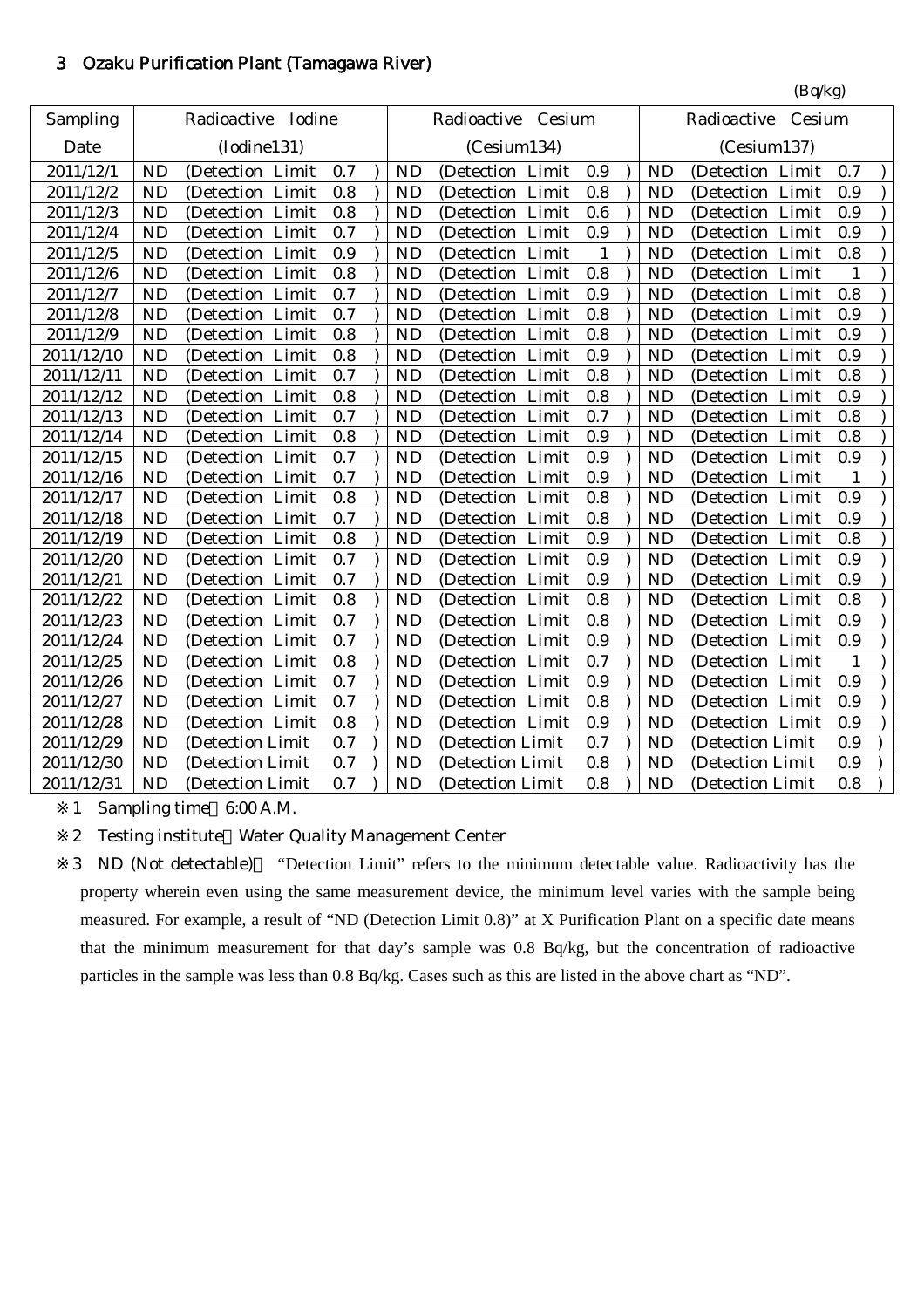## 3 Ozaku Purification Plant (Tamagawa River)

(Bq/kg)

| Sampling Date | Radioactive Iodine (Iodine131) | Radioactive Cesium (Cesium134) | Radioactive Cesium (Cesium137) |
|---|---|---|---|
| 2011/12/1 | ND (Detection Limit 0.7 ) | ND (Detection Limit 0.9 ) | ND (Detection Limit 0.7 ) |
| 2011/12/2 | ND (Detection Limit 0.8 ) | ND (Detection Limit 0.8 ) | ND (Detection Limit 0.9 ) |
| 2011/12/3 | ND (Detection Limit 0.8 ) | ND (Detection Limit 0.6 ) | ND (Detection Limit 0.9 ) |
| 2011/12/4 | ND (Detection Limit 0.7 ) | ND (Detection Limit 0.9 ) | ND (Detection Limit 0.9 ) |
| 2011/12/5 | ND (Detection Limit 0.9 ) | ND (Detection Limit 1 ) | ND (Detection Limit 0.8 ) |
| 2011/12/6 | ND (Detection Limit 0.8 ) | ND (Detection Limit 0.8 ) | ND (Detection Limit 1 ) |
| 2011/12/7 | ND (Detection Limit 0.7 ) | ND (Detection Limit 0.9 ) | ND (Detection Limit 0.8 ) |
| 2011/12/8 | ND (Detection Limit 0.7 ) | ND (Detection Limit 0.8 ) | ND (Detection Limit 0.9 ) |
| 2011/12/9 | ND (Detection Limit 0.8 ) | ND (Detection Limit 0.8 ) | ND (Detection Limit 0.9 ) |
| 2011/12/10 | ND (Detection Limit 0.8 ) | ND (Detection Limit 0.9 ) | ND (Detection Limit 0.9 ) |
| 2011/12/11 | ND (Detection Limit 0.7 ) | ND (Detection Limit 0.8 ) | ND (Detection Limit 0.8 ) |
| 2011/12/12 | ND (Detection Limit 0.8 ) | ND (Detection Limit 0.8 ) | ND (Detection Limit 0.9 ) |
| 2011/12/13 | ND (Detection Limit 0.7 ) | ND (Detection Limit 0.7 ) | ND (Detection Limit 0.8 ) |
| 2011/12/14 | ND (Detection Limit 0.8 ) | ND (Detection Limit 0.9 ) | ND (Detection Limit 0.8 ) |
| 2011/12/15 | ND (Detection Limit 0.7 ) | ND (Detection Limit 0.9 ) | ND (Detection Limit 0.9 ) |
| 2011/12/16 | ND (Detection Limit 0.7 ) | ND (Detection Limit 0.9 ) | ND (Detection Limit 1 ) |
| 2011/12/17 | ND (Detection Limit 0.8 ) | ND (Detection Limit 0.8 ) | ND (Detection Limit 0.9 ) |
| 2011/12/18 | ND (Detection Limit 0.7 ) | ND (Detection Limit 0.8 ) | ND (Detection Limit 0.9 ) |
| 2011/12/19 | ND (Detection Limit 0.8 ) | ND (Detection Limit 0.9 ) | ND (Detection Limit 0.8 ) |
| 2011/12/20 | ND (Detection Limit 0.7 ) | ND (Detection Limit 0.9 ) | ND (Detection Limit 0.9 ) |
| 2011/12/21 | ND (Detection Limit 0.7 ) | ND (Detection Limit 0.9 ) | ND (Detection Limit 0.9 ) |
| 2011/12/22 | ND (Detection Limit 0.8 ) | ND (Detection Limit 0.8 ) | ND (Detection Limit 0.8 ) |
| 2011/12/23 | ND (Detection Limit 0.7 ) | ND (Detection Limit 0.8 ) | ND (Detection Limit 0.9 ) |
| 2011/12/24 | ND (Detection Limit 0.7 ) | ND (Detection Limit 0.9 ) | ND (Detection Limit 0.9 ) |
| 2011/12/25 | ND (Detection Limit 0.8 ) | ND (Detection Limit 0.7 ) | ND (Detection Limit 1 ) |
| 2011/12/26 | ND (Detection Limit 0.7 ) | ND (Detection Limit 0.9 ) | ND (Detection Limit 0.9 ) |
| 2011/12/27 | ND (Detection Limit 0.7 ) | ND (Detection Limit 0.8 ) | ND (Detection Limit 0.9 ) |
| 2011/12/28 | ND (Detection Limit 0.8 ) | ND (Detection Limit 0.9 ) | ND (Detection Limit 0.9 ) |
| 2011/12/29 | ND (Detection Limit 0.7 ) | ND (Detection Limit 0.7 ) | ND (Detection Limit 0.9 ) |
| 2011/12/30 | ND (Detection Limit 0.7 ) | ND (Detection Limit 0.8 ) | ND (Detection Limit 0.9 ) |
| 2011/12/31 | ND (Detection Limit 0.7 ) | ND (Detection Limit 0.8 ) | ND (Detection Limit 0.8 ) |

※1 Sampling time 6:00 A.M.

※2 Testing institute Water Quality Management Center

※3 ND (Not detectable) "Detection Limit" refers to the minimum detectable value. Radioactivity has the property wherein even using the same measurement device, the minimum level varies with the sample being measured. For example, a result of "ND (Detection Limit 0.8)" at X Purification Plant on a specific date means that the minimum measurement for that day's sample was 0.8 Bq/kg, but the concentration of radioactive particles in the sample was less than 0.8 Bq/kg. Cases such as this are listed in the above chart as "ND".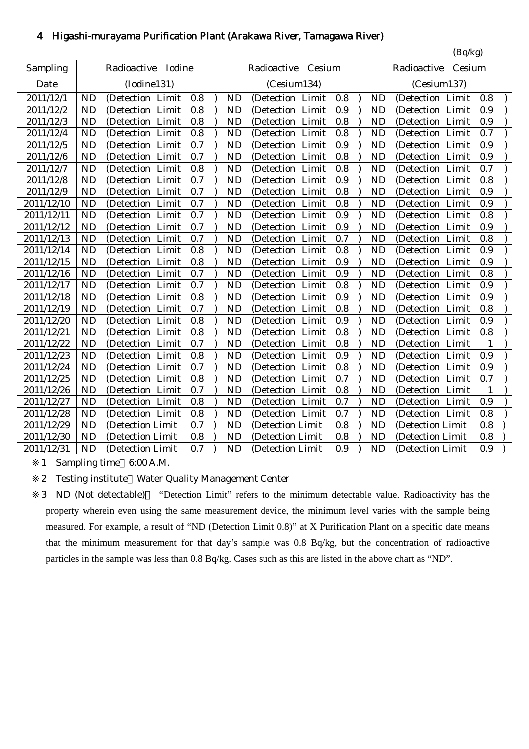## 4 Higashi-murayama Purification Plant (Arakawa River, Tamagawa River)

(Bq/kg)

| Sampling Date | Radioactive Iodine (Iodine131) | Radioactive Cesium (Cesium134) | Radioactive Cesium (Cesium137) |
|---|---|---|---|
| 2011/12/1 | ND (Detection Limit 0.8) | ND (Detection Limit 0.8) | ND (Detection Limit 0.8) |
| 2011/12/2 | ND (Detection Limit 0.8) | ND (Detection Limit 0.9) | ND (Detection Limit 0.9) |
| 2011/12/3 | ND (Detection Limit 0.8) | ND (Detection Limit 0.8) | ND (Detection Limit 0.9) |
| 2011/12/4 | ND (Detection Limit 0.8) | ND (Detection Limit 0.8) | ND (Detection Limit 0.7) |
| 2011/12/5 | ND (Detection Limit 0.7) | ND (Detection Limit 0.9) | ND (Detection Limit 0.9) |
| 2011/12/6 | ND (Detection Limit 0.7) | ND (Detection Limit 0.8) | ND (Detection Limit 0.9) |
| 2011/12/7 | ND (Detection Limit 0.8) | ND (Detection Limit 0.8) | ND (Detection Limit 0.7) |
| 2011/12/8 | ND (Detection Limit 0.7) | ND (Detection Limit 0.9) | ND (Detection Limit 0.8) |
| 2011/12/9 | ND (Detection Limit 0.7) | ND (Detection Limit 0.8) | ND (Detection Limit 0.9) |
| 2011/12/10 | ND (Detection Limit 0.7) | ND (Detection Limit 0.8) | ND (Detection Limit 0.9) |
| 2011/12/11 | ND (Detection Limit 0.7) | ND (Detection Limit 0.9) | ND (Detection Limit 0.8) |
| 2011/12/12 | ND (Detection Limit 0.7) | ND (Detection Limit 0.9) | ND (Detection Limit 0.9) |
| 2011/12/13 | ND (Detection Limit 0.7) | ND (Detection Limit 0.7) | ND (Detection Limit 0.8) |
| 2011/12/14 | ND (Detection Limit 0.8) | ND (Detection Limit 0.8) | ND (Detection Limit 0.9) |
| 2011/12/15 | ND (Detection Limit 0.8) | ND (Detection Limit 0.9) | ND (Detection Limit 0.9) |
| 2011/12/16 | ND (Detection Limit 0.7) | ND (Detection Limit 0.9) | ND (Detection Limit 0.8) |
| 2011/12/17 | ND (Detection Limit 0.7) | ND (Detection Limit 0.8) | ND (Detection Limit 0.9) |
| 2011/12/18 | ND (Detection Limit 0.8) | ND (Detection Limit 0.9) | ND (Detection Limit 0.9) |
| 2011/12/19 | ND (Detection Limit 0.7) | ND (Detection Limit 0.8) | ND (Detection Limit 0.8) |
| 2011/12/20 | ND (Detection Limit 0.8) | ND (Detection Limit 0.9) | ND (Detection Limit 0.9) |
| 2011/12/21 | ND (Detection Limit 0.8) | ND (Detection Limit 0.8) | ND (Detection Limit 0.8) |
| 2011/12/22 | ND (Detection Limit 0.7) | ND (Detection Limit 0.8) | ND (Detection Limit 1) |
| 2011/12/23 | ND (Detection Limit 0.8) | ND (Detection Limit 0.9) | ND (Detection Limit 0.9) |
| 2011/12/24 | ND (Detection Limit 0.7) | ND (Detection Limit 0.8) | ND (Detection Limit 0.9) |
| 2011/12/25 | ND (Detection Limit 0.8) | ND (Detection Limit 0.7) | ND (Detection Limit 0.7) |
| 2011/12/26 | ND (Detection Limit 0.7) | ND (Detection Limit 0.8) | ND (Detection Limit 1) |
| 2011/12/27 | ND (Detection Limit 0.8) | ND (Detection Limit 0.7) | ND (Detection Limit 0.9) |
| 2011/12/28 | ND (Detection Limit 0.8) | ND (Detection Limit 0.7) | ND (Detection Limit 0.8) |
| 2011/12/29 | ND (Detection Limit 0.7) | ND (Detection Limit 0.8) | ND (Detection Limit 0.8) |
| 2011/12/30 | ND (Detection Limit 0.8) | ND (Detection Limit 0.8) | ND (Detection Limit 0.8) |
| 2011/12/31 | ND (Detection Limit 0.7) | ND (Detection Limit 0.9) | ND (Detection Limit 0.9) |

※1 Sampling time 6:00 A.M.

※2 Testing institute Water Quality Management Center

※3 ND (Not detectable) "Detection Limit" refers to the minimum detectable value. Radioactivity has the property wherein even using the same measurement device, the minimum level varies with the sample being measured. For example, a result of "ND (Detection Limit 0.8)" at X Purification Plant on a specific date means that the minimum measurement for that day's sample was 0.8 Bq/kg, but the concentration of radioactive particles in the sample was less than 0.8 Bq/kg. Cases such as this are listed in the above chart as "ND".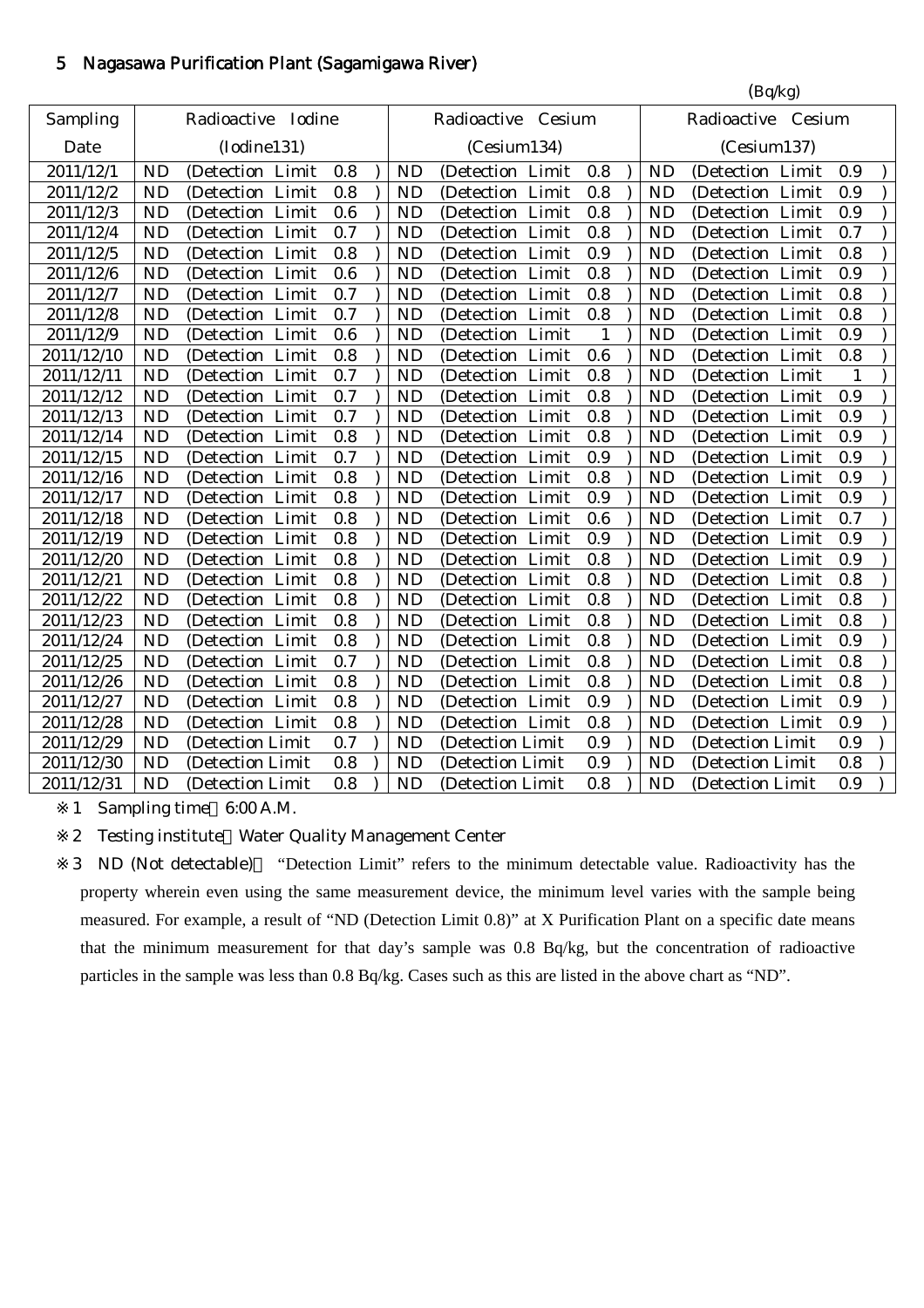## 5 Nagasawa Purification Plant (Sagamigawa River)

(Bq/kg)

| Sampling Date | Radioactive Iodine (Iodine131) | Radioactive Cesium (Cesium134) | Radioactive Cesium (Cesium137) |
|---|---|---|---|
| 2011/12/1 | ND (Detection Limit 0.8 ) | ND (Detection Limit 0.8 ) | ND (Detection Limit 0.9 ) |
| 2011/12/2 | ND (Detection Limit 0.8 ) | ND (Detection Limit 0.8 ) | ND (Detection Limit 0.9 ) |
| 2011/12/3 | ND (Detection Limit 0.6 ) | ND (Detection Limit 0.8 ) | ND (Detection Limit 0.9 ) |
| 2011/12/4 | ND (Detection Limit 0.7 ) | ND (Detection Limit 0.8 ) | ND (Detection Limit 0.7 ) |
| 2011/12/5 | ND (Detection Limit 0.8 ) | ND (Detection Limit 0.9 ) | ND (Detection Limit 0.8 ) |
| 2011/12/6 | ND (Detection Limit 0.6 ) | ND (Detection Limit 0.8 ) | ND (Detection Limit 0.9 ) |
| 2011/12/7 | ND (Detection Limit 0.7 ) | ND (Detection Limit 0.8 ) | ND (Detection Limit 0.8 ) |
| 2011/12/8 | ND (Detection Limit 0.7 ) | ND (Detection Limit 0.8 ) | ND (Detection Limit 0.8 ) |
| 2011/12/9 | ND (Detection Limit 0.6 ) | ND (Detection Limit 1 ) | ND (Detection Limit 0.9 ) |
| 2011/12/10 | ND (Detection Limit 0.8 ) | ND (Detection Limit 0.6 ) | ND (Detection Limit 0.8 ) |
| 2011/12/11 | ND (Detection Limit 0.7 ) | ND (Detection Limit 0.8 ) | ND (Detection Limit 1 ) |
| 2011/12/12 | ND (Detection Limit 0.7 ) | ND (Detection Limit 0.8 ) | ND (Detection Limit 0.9 ) |
| 2011/12/13 | ND (Detection Limit 0.7 ) | ND (Detection Limit 0.8 ) | ND (Detection Limit 0.9 ) |
| 2011/12/14 | ND (Detection Limit 0.8 ) | ND (Detection Limit 0.8 ) | ND (Detection Limit 0.9 ) |
| 2011/12/15 | ND (Detection Limit 0.7 ) | ND (Detection Limit 0.9 ) | ND (Detection Limit 0.9 ) |
| 2011/12/16 | ND (Detection Limit 0.8 ) | ND (Detection Limit 0.8 ) | ND (Detection Limit 0.9 ) |
| 2011/12/17 | ND (Detection Limit 0.8 ) | ND (Detection Limit 0.9 ) | ND (Detection Limit 0.9 ) |
| 2011/12/18 | ND (Detection Limit 0.8 ) | ND (Detection Limit 0.6 ) | ND (Detection Limit 0.7 ) |
| 2011/12/19 | ND (Detection Limit 0.8 ) | ND (Detection Limit 0.9 ) | ND (Detection Limit 0.9 ) |
| 2011/12/20 | ND (Detection Limit 0.8 ) | ND (Detection Limit 0.8 ) | ND (Detection Limit 0.9 ) |
| 2011/12/21 | ND (Detection Limit 0.8 ) | ND (Detection Limit 0.8 ) | ND (Detection Limit 0.8 ) |
| 2011/12/22 | ND (Detection Limit 0.8 ) | ND (Detection Limit 0.8 ) | ND (Detection Limit 0.8 ) |
| 2011/12/23 | ND (Detection Limit 0.8 ) | ND (Detection Limit 0.8 ) | ND (Detection Limit 0.8 ) |
| 2011/12/24 | ND (Detection Limit 0.8 ) | ND (Detection Limit 0.8 ) | ND (Detection Limit 0.9 ) |
| 2011/12/25 | ND (Detection Limit 0.7 ) | ND (Detection Limit 0.8 ) | ND (Detection Limit 0.8 ) |
| 2011/12/26 | ND (Detection Limit 0.8 ) | ND (Detection Limit 0.8 ) | ND (Detection Limit 0.8 ) |
| 2011/12/27 | ND (Detection Limit 0.8 ) | ND (Detection Limit 0.9 ) | ND (Detection Limit 0.9 ) |
| 2011/12/28 | ND (Detection Limit 0.8 ) | ND (Detection Limit 0.8 ) | ND (Detection Limit 0.9 ) |
| 2011/12/29 | ND (Detection Limit 0.7 ) | ND (Detection Limit 0.9 ) | ND (Detection Limit 0.9 ) |
| 2011/12/30 | ND (Detection Limit 0.8 ) | ND (Detection Limit 0.9 ) | ND (Detection Limit 0.8 ) |
| 2011/12/31 | ND (Detection Limit 0.8 ) | ND (Detection Limit 0.8 ) | ND (Detection Limit 0.9 ) |

※1 Sampling time 6:00 A.M.

※2 Testing institute Water Quality Management Center

※3 ND (Not detectable) "Detection Limit" refers to the minimum detectable value. Radioactivity has the property wherein even using the same measurement device, the minimum level varies with the sample being measured. For example, a result of "ND (Detection Limit 0.8)" at X Purification Plant on a specific date means that the minimum measurement for that day's sample was 0.8 Bq/kg, but the concentration of radioactive particles in the sample was less than 0.8 Bq/kg. Cases such as this are listed in the above chart as "ND".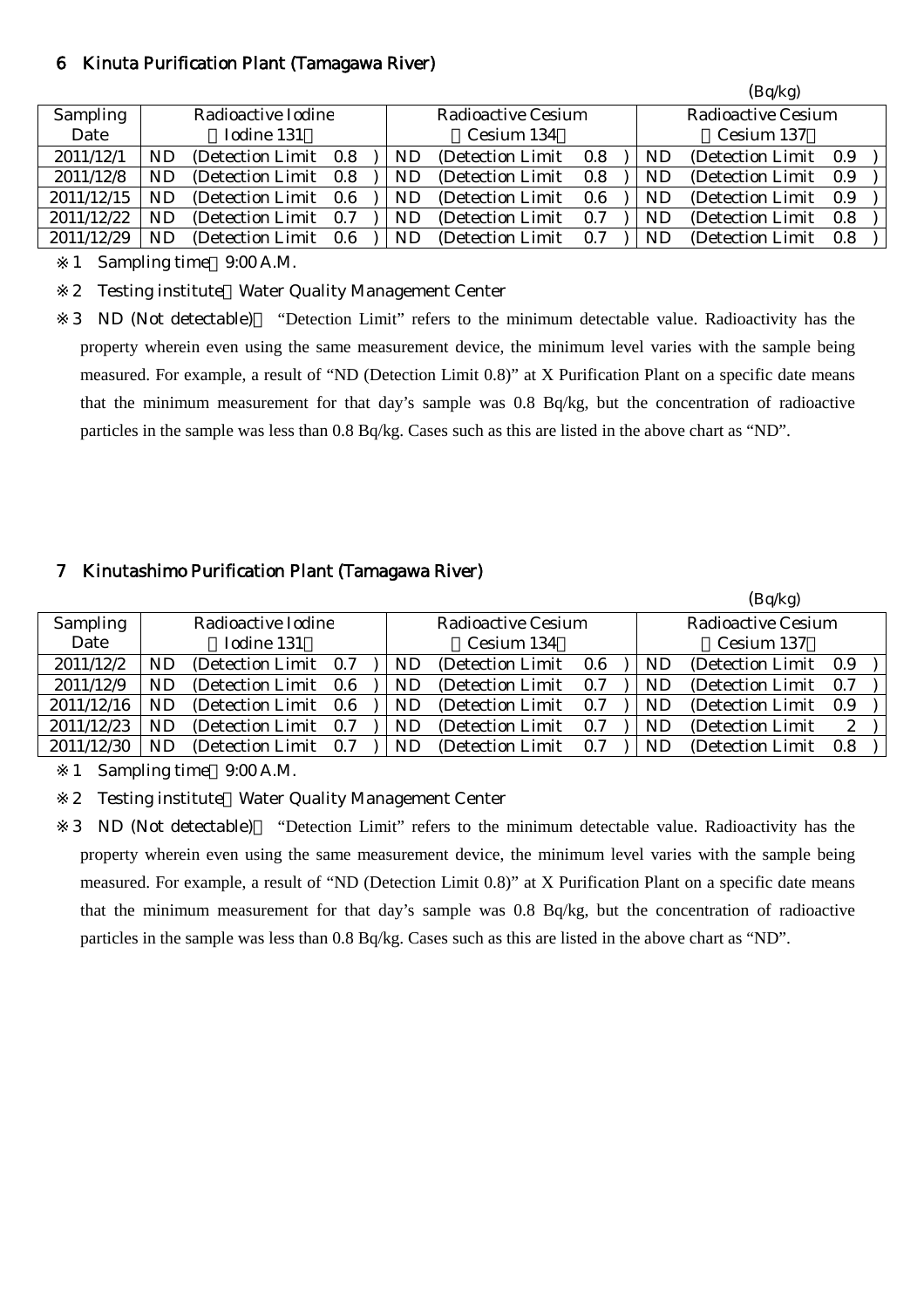## 6 Kinuta Purification Plant (Tamagawa River)

(Bq/kg)

| Sampling Date | Radioactive Iodine (Iodine 131) | Radioactive Cesium (Cesium 134) | Radioactive Cesium (Cesium 137) |
|---|---|---|---|
| 2011/12/1 | ND (Detection Limit 0.8) | ND (Detection Limit 0.8) | ND (Detection Limit 0.9) |
| 2011/12/8 | ND (Detection Limit 0.8) | ND (Detection Limit 0.8) | ND (Detection Limit 0.9) |
| 2011/12/15 | ND (Detection Limit 0.6) | ND (Detection Limit 0.6) | ND (Detection Limit 0.9) |
| 2011/12/22 | ND (Detection Limit 0.7) | ND (Detection Limit 0.7) | ND (Detection Limit 0.8) |
| 2011/12/29 | ND (Detection Limit 0.6) | ND (Detection Limit 0.7) | ND (Detection Limit 0.8) |

※1 Sampling time 9:00 A.M.

※2 Testing institute Water Quality Management Center

※3 ND (Not detectable) "Detection Limit" refers to the minimum detectable value. Radioactivity has the property wherein even using the same measurement device, the minimum level varies with the sample being measured. For example, a result of "ND (Detection Limit 0.8)" at X Purification Plant on a specific date means that the minimum measurement for that day's sample was 0.8 Bq/kg, but the concentration of radioactive particles in the sample was less than 0.8 Bq/kg. Cases such as this are listed in the above chart as "ND".

## 7 Kinutashimo Purification Plant (Tamagawa River)

(Bq/kg)

| Sampling Date | Radioactive Iodine (Iodine 131) | Radioactive Cesium (Cesium 134) | Radioactive Cesium (Cesium 137) |
|---|---|---|---|
| 2011/12/2 | ND (Detection Limit 0.7) | ND (Detection Limit 0.6) | ND (Detection Limit 0.9) |
| 2011/12/9 | ND (Detection Limit 0.6) | ND (Detection Limit 0.7) | ND (Detection Limit 0.7) |
| 2011/12/16 | ND (Detection Limit 0.6) | ND (Detection Limit 0.7) | ND (Detection Limit 0.9) |
| 2011/12/23 | ND (Detection Limit 0.7) | ND (Detection Limit 0.7) | ND (Detection Limit 2) |
| 2011/12/30 | ND (Detection Limit 0.7) | ND (Detection Limit 0.7) | ND (Detection Limit 0.8) |

※1 Sampling time 9:00 A.M.

※2 Testing institute Water Quality Management Center

※3 ND (Not detectable) "Detection Limit" refers to the minimum detectable value. Radioactivity has the property wherein even using the same measurement device, the minimum level varies with the sample being measured. For example, a result of "ND (Detection Limit 0.8)" at X Purification Plant on a specific date means that the minimum measurement for that day's sample was 0.8 Bq/kg, but the concentration of radioactive particles in the sample was less than 0.8 Bq/kg. Cases such as this are listed in the above chart as "ND".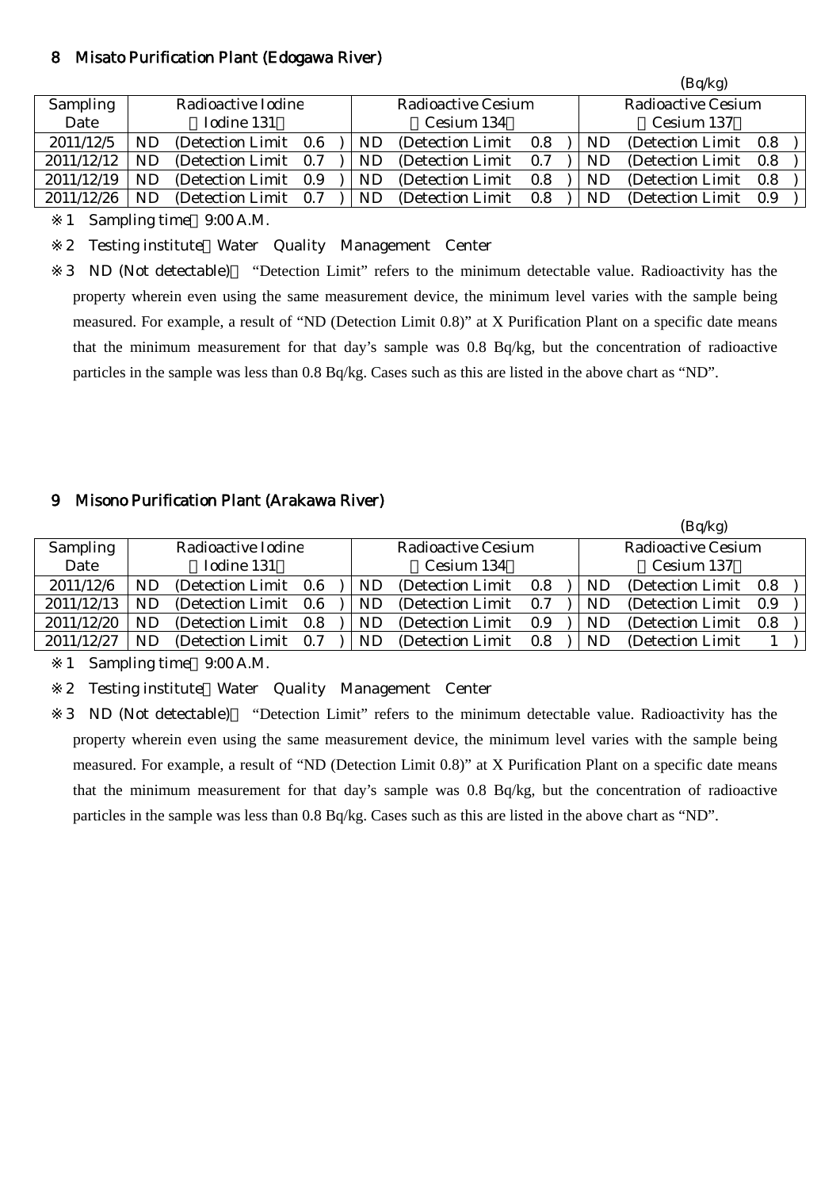## 8　Misato Purification Plant (Edogawa River)

(Bq/kg)

| Sampling Date | Radioactive Iodine （Iodine 131） | Radioactive Cesium （Cesium 134） | Radioactive Cesium （Cesium 137） |
|---|---|---|---|
| 2011/12/5 | ND (Detection Limit 0.6 ) | ND (Detection Limit 0.8 ) | ND (Detection Limit 0.8 ) |
| 2011/12/12 | ND (Detection Limit 0.7 ) | ND (Detection Limit 0.7 ) | ND (Detection Limit 0.8 ) |
| 2011/12/19 | ND (Detection Limit 0.9 ) | ND (Detection Limit 0.8 ) | ND (Detection Limit 0.8 ) |
| 2011/12/26 | ND (Detection Limit 0.7 ) | ND (Detection Limit 0.8 ) | ND (Detection Limit 0.9 ) |

※1　Sampling time　9:00 A.M.

※2　Testing institute　Water　Quality　Management　Center

※3　ND (Not detectable)　"Detection Limit" refers to the minimum detectable value. Radioactivity has the property wherein even using the same measurement device, the minimum level varies with the sample being measured. For example, a result of "ND (Detection Limit 0.8)" at X Purification Plant on a specific date means that the minimum measurement for that day's sample was 0.8 Bq/kg, but the concentration of radioactive particles in the sample was less than 0.8 Bq/kg. Cases such as this are listed in the above chart as "ND".

## 9　Misono Purification Plant (Arakawa River)

(Bq/kg)

| Sampling Date | Radioactive Iodine （Iodine 131） | Radioactive Cesium （Cesium 134） | Radioactive Cesium （Cesium 137） |
|---|---|---|---|
| 2011/12/6 | ND (Detection Limit 0.6 ) | ND (Detection Limit 0.8 ) | ND (Detection Limit 0.8 ) |
| 2011/12/13 | ND (Detection Limit 0.6 ) | ND (Detection Limit 0.7 ) | ND (Detection Limit 0.9 ) |
| 2011/12/20 | ND (Detection Limit 0.8 ) | ND (Detection Limit 0.9 ) | ND (Detection Limit 0.8 ) |
| 2011/12/27 | ND (Detection Limit 0.7 ) | ND (Detection Limit 0.8 ) | ND (Detection Limit 1 ) |

※1　Sampling time　9:00 A.M.

※2　Testing institute　Water　Quality　Management　Center

※3　ND (Not detectable)　"Detection Limit" refers to the minimum detectable value. Radioactivity has the property wherein even using the same measurement device, the minimum level varies with the sample being measured. For example, a result of "ND (Detection Limit 0.8)" at X Purification Plant on a specific date means that the minimum measurement for that day's sample was 0.8 Bq/kg, but the concentration of radioactive particles in the sample was less than 0.8 Bq/kg. Cases such as this are listed in the above chart as "ND".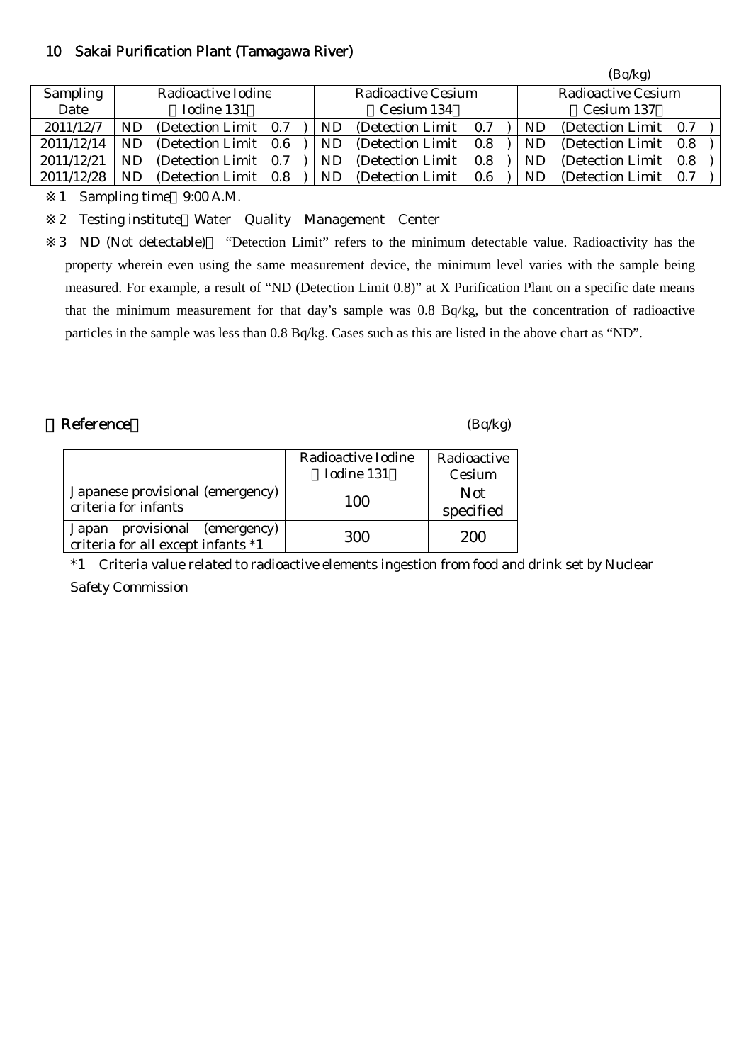## 10 Sakai Purification Plant (Tamagawa River)

(Bq/kg)

| Sampling Date | Radioactive Iodine (Iodine 131) | Radioactive Cesium (Cesium 134) | Radioactive Cesium (Cesium 137) |
|---|---|---|---|
| 2011/12/7 | ND (Detection Limit 0.7 ) | ND (Detection Limit 0.7 ) | ND (Detection Limit 0.7 ) |
| 2011/12/14 | ND (Detection Limit 0.6 ) | ND (Detection Limit 0.8 ) | ND (Detection Limit 0.8 ) |
| 2011/12/21 | ND (Detection Limit 0.7 ) | ND (Detection Limit 0.8 ) | ND (Detection Limit 0.8 ) |
| 2011/12/28 | ND (Detection Limit 0.8 ) | ND (Detection Limit 0.6 ) | ND (Detection Limit 0.7 ) |

※1 Sampling time 9:00 A.M.

※2 Testing institute Water Quality Management Center

※3 ND (Not detectable) "Detection Limit" refers to the minimum detectable value. Radioactivity has the property wherein even using the same measurement device, the minimum level varies with the sample being measured. For example, a result of "ND (Detection Limit 0.8)" at X Purification Plant on a specific date means that the minimum measurement for that day's sample was 0.8 Bq/kg, but the concentration of radioactive particles in the sample was less than 0.8 Bq/kg. Cases such as this are listed in the above chart as "ND".

### Reference

(Bq/kg)

| | Radioactive Iodine (Iodine 131) | Radioactive Cesium |
|---|---|---|
| Japanese provisional (emergency) criteria for infants | 100 | Not specified |
| Japan provisional (emergency) criteria for all except infants *1 | 300 | 200 |

*1 Criteria value related to radioactive elements ingestion from food and drink set by Nuclear Safety Commission